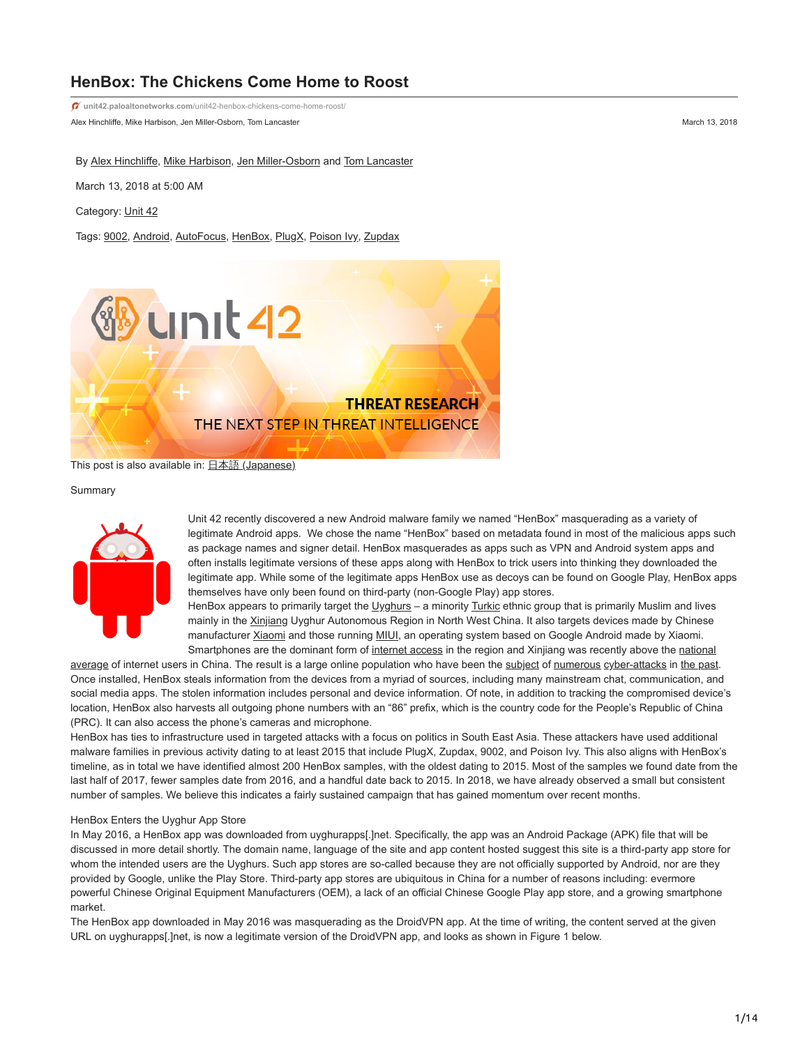# HenBox: The Chickens Come Home to Roost

unit42.paloaltonetworks.com/unit42-henbox-chickens-come-home-roost/

Alex Hinchliffe, Mike Harbison, Jen Miller-Osborn, Tom Lancaster

March 13, 2018

By Alex Hinchliffe, Mike Harbison, Jen Miller-Osborn and Tom Lancaster

March 13, 2018 at 5:00 AM

Category: Unit 42

Tags: 9002, Android, AutoFocus, HenBox, PlugX, Poison Ivy, Zupdax

This post is also available in: 日本語 (Japanese)

## Summary

Unit 42 recently discovered a new Android malware family we named "HenBox" masquerading as a variety of legitimate Android apps. We chose the name "HenBox" based on metadata found in most of the malicious apps such as package names and signer detail. HenBox masquerades as apps such as VPN and Android system apps and often installs legitimate versions of these apps along with HenBox to trick users into thinking they downloaded the legitimate app. While some of the legitimate apps HenBox use as decoys can be found on Google Play, HenBox apps themselves have only been found on third-party (non-Google Play) app stores.

HenBox appears to primarily target the Uyghurs – a minority Turkic ethnic group that is primarily Muslim and lives mainly in the Xinjiang Uyghur Autonomous Region in North West China. It also targets devices made by Chinese manufacturer Xiaomi and those running MIUI, an operating system based on Google Android made by Xiaomi. Smartphones are the dominant form of internet access in the region and Xinjiang was recently above the national average of internet users in China. The result is a large online population who have been the subject of numerous cyber-attacks in the past.

Once installed, HenBox steals information from the devices from a myriad of sources, including many mainstream chat, communication, and social media apps. The stolen information includes personal and device information. Of note, in addition to tracking the compromised device's location, HenBox also harvests all outgoing phone numbers with an "86" prefix, which is the country code for the People's Republic of China (PRC). It can also access the phone's cameras and microphone.

HenBox has ties to infrastructure used in targeted attacks with a focus on politics in South East Asia. These attackers have used additional malware families in previous activity dating to at least 2015 that include PlugX, Zupdax, 9002, and Poison Ivy. This also aligns with HenBox's timeline, as in total we have identified almost 200 HenBox samples, with the oldest dating to 2015. Most of the samples we found date from the last half of 2017, fewer samples date from 2016, and a handful date back to 2015. In 2018, we have already observed a small but consistent number of samples. We believe this indicates a fairly sustained campaign that has gained momentum over recent months.

## HenBox Enters the Uyghur App Store

In May 2016, a HenBox app was downloaded from uyghurapps[.]net. Specifically, the app was an Android Package (APK) file that will be discussed in more detail shortly. The domain name, language of the site and app content hosted suggest this site is a third-party app store for whom the intended users are the Uyghurs. Such app stores are so-called because they are not officially supported by Android, nor are they provided by Google, unlike the Play Store. Third-party app stores are ubiquitous in China for a number of reasons including: evermore powerful Chinese Original Equipment Manufacturers (OEM), a lack of an official Chinese Google Play app store, and a growing smartphone market.

The HenBox app downloaded in May 2016 was masquerading as the DroidVPN app. At the time of writing, the content served at the given URL on uyghurapps[.]net, is now a legitimate version of the DroidVPN app, and looks as shown in Figure 1 below.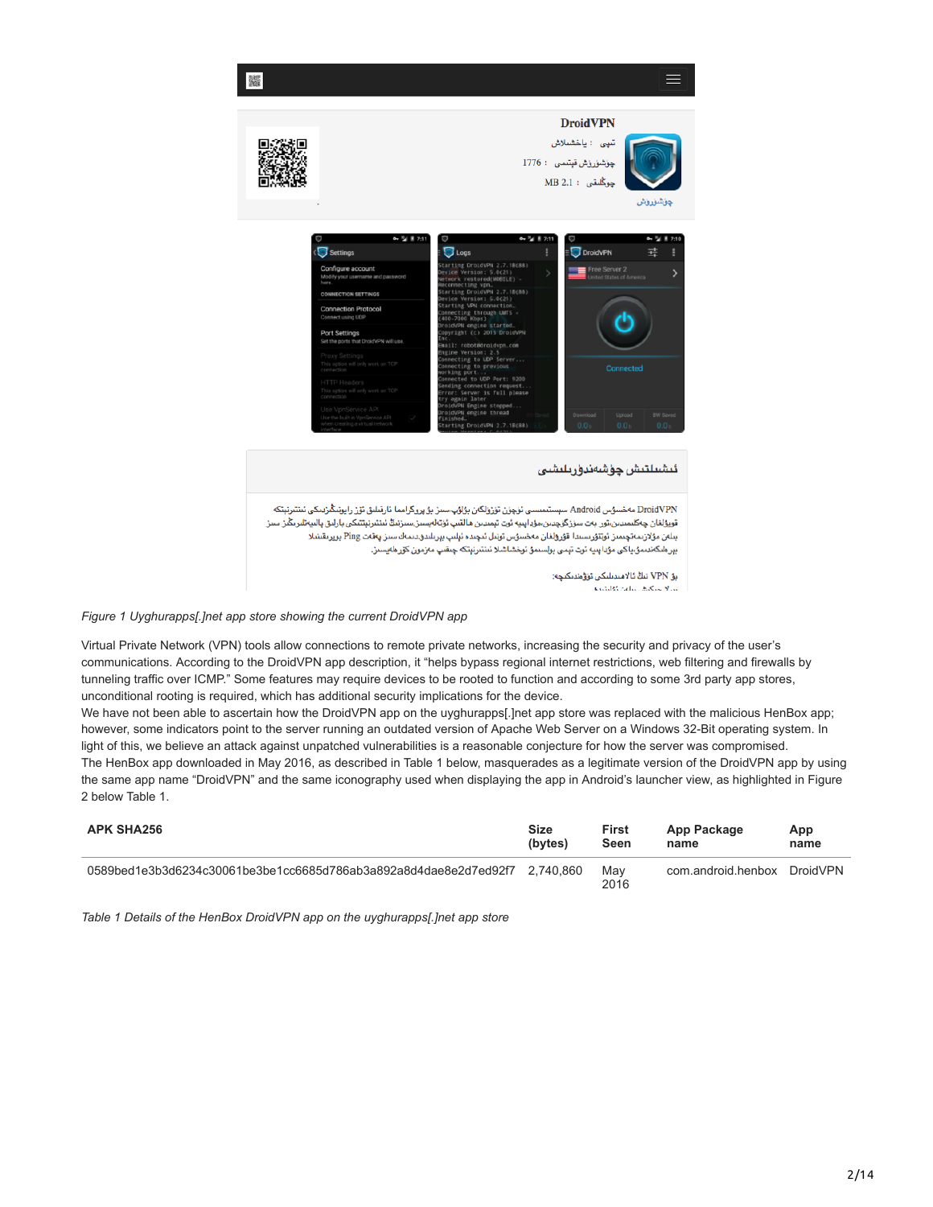*Figure 1 Uyghurapps[.]net app store showing the current DroidVPN app*

Virtual Private Network (VPN) tools allow connections to remote private networks, increasing the security and privacy of the user's communications. According to the DroidVPN app description, it "helps bypass regional internet restrictions, web filtering and firewalls by tunneling traffic over ICMP." Some features may require devices to be rooted to function and according to some 3rd party app stores, unconditional rooting is required, which has additional security implications for the device.

We have not been able to ascertain how the DroidVPN app on the uyghurapps[.]net app store was replaced with the malicious HenBox app; however, some indicators point to the server running an outdated version of Apache Web Server on a Windows 32-Bit operating system. In light of this, we believe an attack against unpatched vulnerabilities is a reasonable conjecture for how the server was compromised.

The HenBox app downloaded in May 2016, as described in Table 1 below, masquerades as a legitimate version of the DroidVPN app by using the same app name "DroidVPN" and the same iconography used when displaying the app in Android's launcher view, as highlighted in Figure 2 below Table 1.

| APK SHA256 | Size (bytes) | First Seen | App Package name | App name |
|---|---|---|---|---|
| 0589bed1e3b3d6234c30061be3be1cc6685d786ab3a892a8d4dae8e2d7ed92f7 | 2,740,860 | May 2016 | com.android.henbox | DroidVPN |

*Table 1 Details of the HenBox DroidVPN app on the uyghurapps[.]net app store*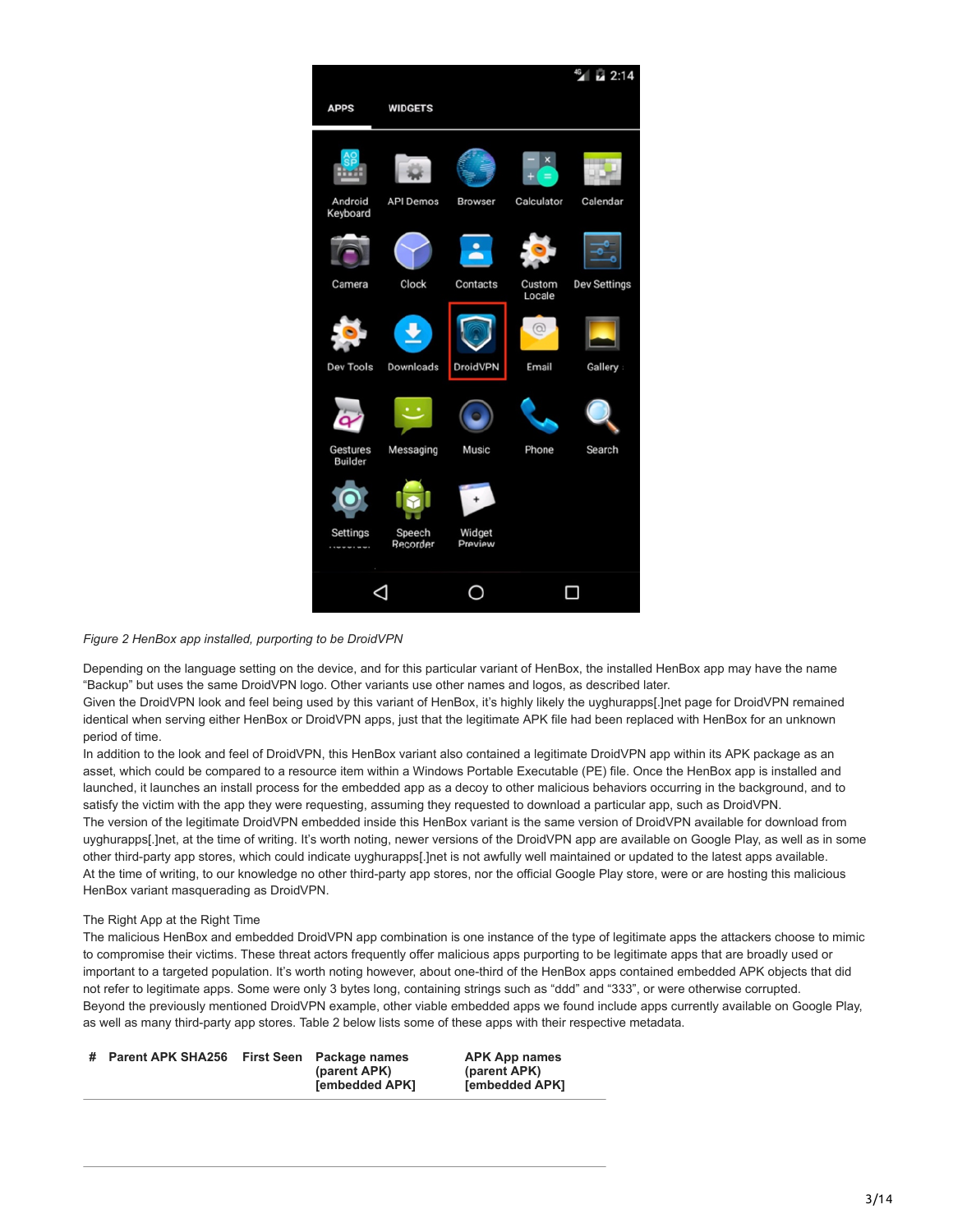*Figure 2 HenBox app installed, purporting to be DroidVPN*

Depending on the language setting on the device, and for this particular variant of HenBox, the installed HenBox app may have the name "Backup" but uses the same DroidVPN logo. Other variants use other names and logos, as described later.

Given the DroidVPN look and feel being used by this variant of HenBox, it's highly likely the uyghurapps[.]net page for DroidVPN remained identical when serving either HenBox or DroidVPN apps, just that the legitimate APK file had been replaced with HenBox for an unknown period of time.

In addition to the look and feel of DroidVPN, this HenBox variant also contained a legitimate DroidVPN app within its APK package as an asset, which could be compared to a resource item within a Windows Portable Executable (PE) file. Once the HenBox app is installed and launched, it launches an install process for the embedded app as a decoy to other malicious behaviors occurring in the background, and to satisfy the victim with the app they were requesting, assuming they requested to download a particular app, such as DroidVPN.

The version of the legitimate DroidVPN embedded inside this HenBox variant is the same version of DroidVPN available for download from uyghurapps[.]net, at the time of writing. It's worth noting, newer versions of the DroidVPN app are available on Google Play, as well as in some other third-party app stores, which could indicate uyghurapps[.]net is not awfully well maintained or updated to the latest apps available.

At the time of writing, to our knowledge no other third-party app stores, nor the official Google Play store, were or are hosting this malicious HenBox variant masquerading as DroidVPN.

The Right App at the Right Time

The malicious HenBox and embedded DroidVPN app combination is one instance of the type of legitimate apps the attackers choose to mimic to compromise their victims. These threat actors frequently offer malicious apps purporting to be legitimate apps that are broadly used or important to a targeted population. It's worth noting however, about one-third of the HenBox apps contained embedded APK objects that did not refer to legitimate apps. Some were only 3 bytes long, containing strings such as "ddd" and "333", or were otherwise corrupted.

Beyond the previously mentioned DroidVPN example, other viable embedded apps we found include apps currently available on Google Play, as well as many third-party app stores. Table 2 below lists some of these apps with their respective metadata.

| # | Parent APK SHA256 | First Seen | Package names (parent APK) [embedded APK] | APK App names (parent APK) [embedded APK] |
|---|---|---|---|---|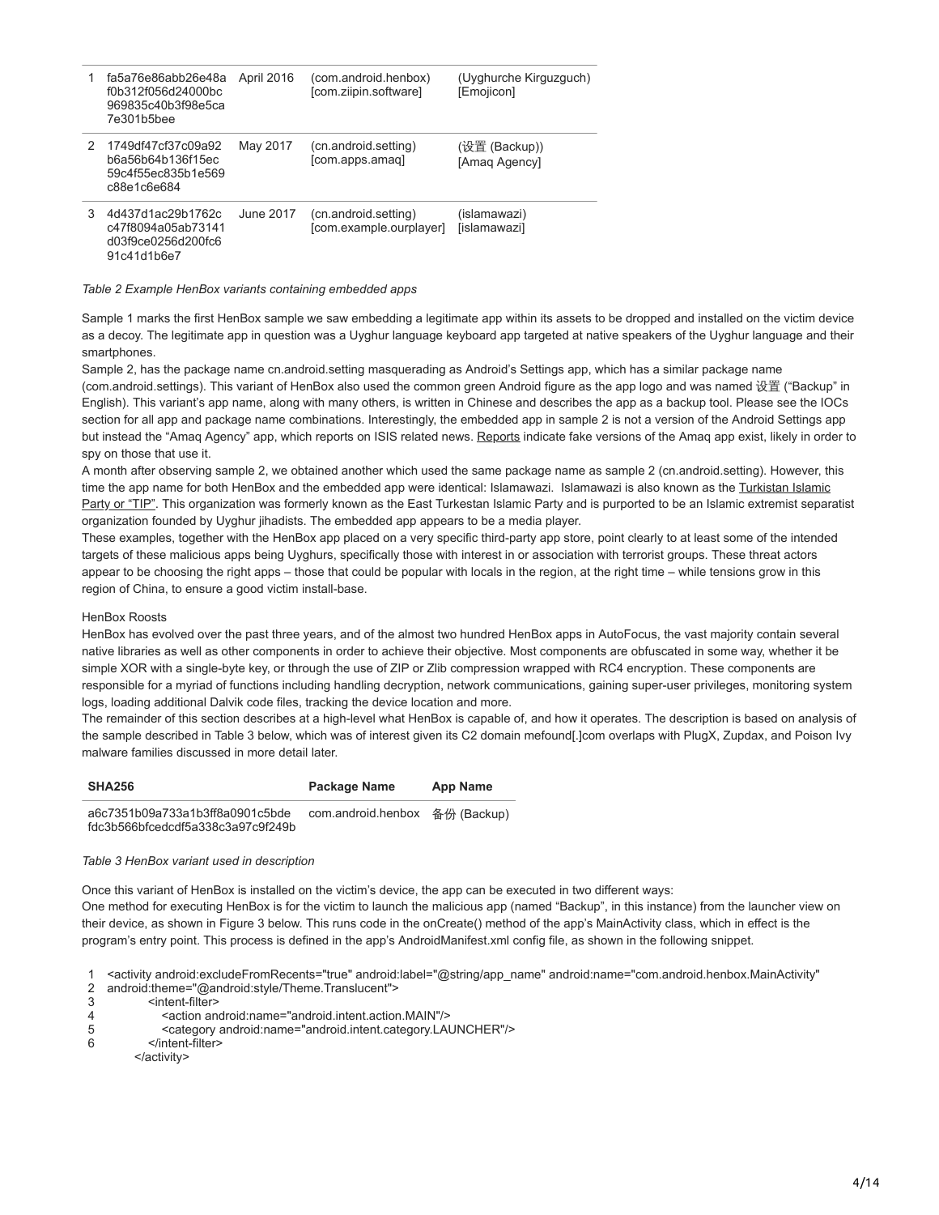| | | | | |
|---|---|---|---|---|
| 1 | fa5a76e86abb26e48af0b312f056d24000bc969835c40b3f98e5ca7e301b5bee | April 2016 | (com.android.henbox) [com.ziipin.software] | (Uyghurche Kirguzguch) [Emojicon] |
| 2 | 1749df47cf37c09a92b6a56b64b136f15ec59c4f55ec835b1e569c88e1c6e684 | May 2017 | (cn.android.setting) [com.apps.amaq] | (设置 (Backup)) [Amaq Agency] |
| 3 | 4d437d1ac29b1762cc47f8094a05ab73141d03f9ce0256d200fc691c41d1b6e7 | June 2017 | (cn.android.setting) [com.example.ourplayer] | (islamawazi) [islamawazi] |

*Table 2 Example HenBox variants containing embedded apps*

Sample 1 marks the first HenBox sample we saw embedding a legitimate app within its assets to be dropped and installed on the victim device as a decoy. The legitimate app in question was a Uyghur language keyboard app targeted at native speakers of the Uyghur language and their smartphones.

Sample 2, has the package name cn.android.setting masquerading as Android's Settings app, which has a similar package name (com.android.settings). This variant of HenBox also used the common green Android figure as the app logo and was named 设置 ("Backup" in English). This variant's app name, along with many others, is written in Chinese and describes the app as a backup tool. Please see the IOCs section for all app and package name combinations. Interestingly, the embedded app in sample 2 is not a version of the Android Settings app but instead the "Amaq Agency" app, which reports on ISIS related news. Reports indicate fake versions of the Amaq app exist, likely in order to spy on those that use it.

A month after observing sample 2, we obtained another which used the same package name as sample 2 (cn.android.setting). However, this time the app name for both HenBox and the embedded app were identical: Islamawazi. Islamawazi is also known as the Turkistan Islamic Party or "TIP". This organization was formerly known as the East Turkestan Islamic Party and is purported to be an Islamic extremist separatist organization founded by Uyghur jihadists. The embedded app appears to be a media player.

These examples, together with the HenBox app placed on a very specific third-party app store, point clearly to at least some of the intended targets of these malicious apps being Uyghurs, specifically those with interest in or association with terrorist groups. These threat actors appear to be choosing the right apps – those that could be popular with locals in the region, at the right time – while tensions grow in this region of China, to ensure a good victim install-base.

HenBox Roosts

HenBox has evolved over the past three years, and of the almost two hundred HenBox apps in AutoFocus, the vast majority contain several native libraries as well as other components in order to achieve their objective. Most components are obfuscated in some way, whether it be simple XOR with a single-byte key, or through the use of ZIP or Zlib compression wrapped with RC4 encryption. These components are responsible for a myriad of functions including handling decryption, network communications, gaining super-user privileges, monitoring system logs, loading additional Dalvik code files, tracking the device location and more.

The remainder of this section describes at a high-level what HenBox is capable of, and how it operates. The description is based on analysis of the sample described in Table 3 below, which was of interest given its C2 domain mefound[.]com overlaps with PlugX, Zupdax, and Poison Ivy malware families discussed in more detail later.

| SHA256 | Package Name | App Name |
|---|---|---|
| a6c7351b09a733a1b3ff8a0901c5bdefdc3b566bfcedcdf5a338c3a97c9f249b | com.android.henbox | 备份 (Backup) |

*Table 3 HenBox variant used in description*

Once this variant of HenBox is installed on the victim's device, the app can be executed in two different ways:

One method for executing HenBox is for the victim to launch the malicious app (named "Backup", in this instance) from the launcher view on their device, as shown in Figure 3 below. This runs code in the onCreate() method of the app's MainActivity class, which in effect is the program's entry point. This process is defined in the app's AndroidManifest.xml config file, as shown in the following snippet.

```
1  <activity android:excludeFromRecents="true" android:label="@string/app_name" android:name="com.android.henbox.MainActivity"
2  android:theme="@android:style/Theme.Translucent">
3          <intent-filter>
4             <action android:name="android.intent.action.MAIN"/>
5             <category android:name="android.intent.category.LAUNCHER"/>
6          </intent-filter>
       </activity>
```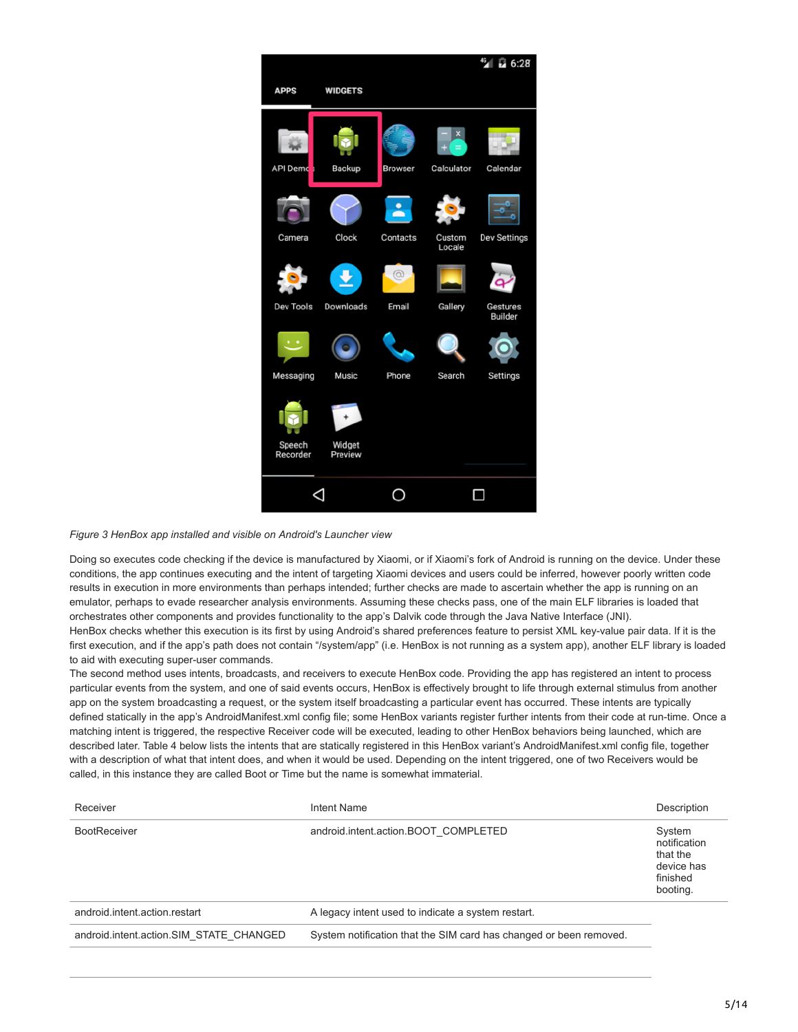*Figure 3 HenBox app installed and visible on Android's Launcher view*

Doing so executes code checking if the device is manufactured by Xiaomi, or if Xiaomi's fork of Android is running on the device. Under these conditions, the app continues executing and the intent of targeting Xiaomi devices and users could be inferred, however poorly written code results in execution in more environments than perhaps intended; further checks are made to ascertain whether the app is running on an emulator, perhaps to evade researcher analysis environments. Assuming these checks pass, one of the main ELF libraries is loaded that orchestrates other components and provides functionality to the app's Dalvik code through the Java Native Interface (JNI).
HenBox checks whether this execution is its first by using Android's shared preferences feature to persist XML key-value pair data. If it is the first execution, and if the app's path does not contain "/system/app" (i.e. HenBox is not running as a system app), another ELF library is loaded to aid with executing super-user commands.
The second method uses intents, broadcasts, and receivers to execute HenBox code. Providing the app has registered an intent to process particular events from the system, and one of said events occurs, HenBox is effectively brought to life through external stimulus from another app on the system broadcasting a request, or the system itself broadcasting a particular event has occurred. These intents are typically defined statically in the app's AndroidManifest.xml config file; some HenBox variants register further intents from their code at run-time. Once a matching intent is triggered, the respective Receiver code will be executed, leading to other HenBox behaviors being launched, which are described later. Table 4 below lists the intents that are statically registered in this HenBox variant's AndroidManifest.xml config file, together with a description of what that intent does, and when it would be used. Depending on the intent triggered, one of two Receivers would be called, in this instance they are called Boot or Time but the name is somewhat immaterial.

| Receiver | Intent Name | Description |
|---|---|---|
| BootReceiver | android.intent.action.BOOT_COMPLETED | System notification that the device has finished booting. |
| android.intent.action.restart | A legacy intent used to indicate a system restart. | |
| android.intent.action.SIM_STATE_CHANGED | System notification that the SIM card has changed or been removed. | |
| | | |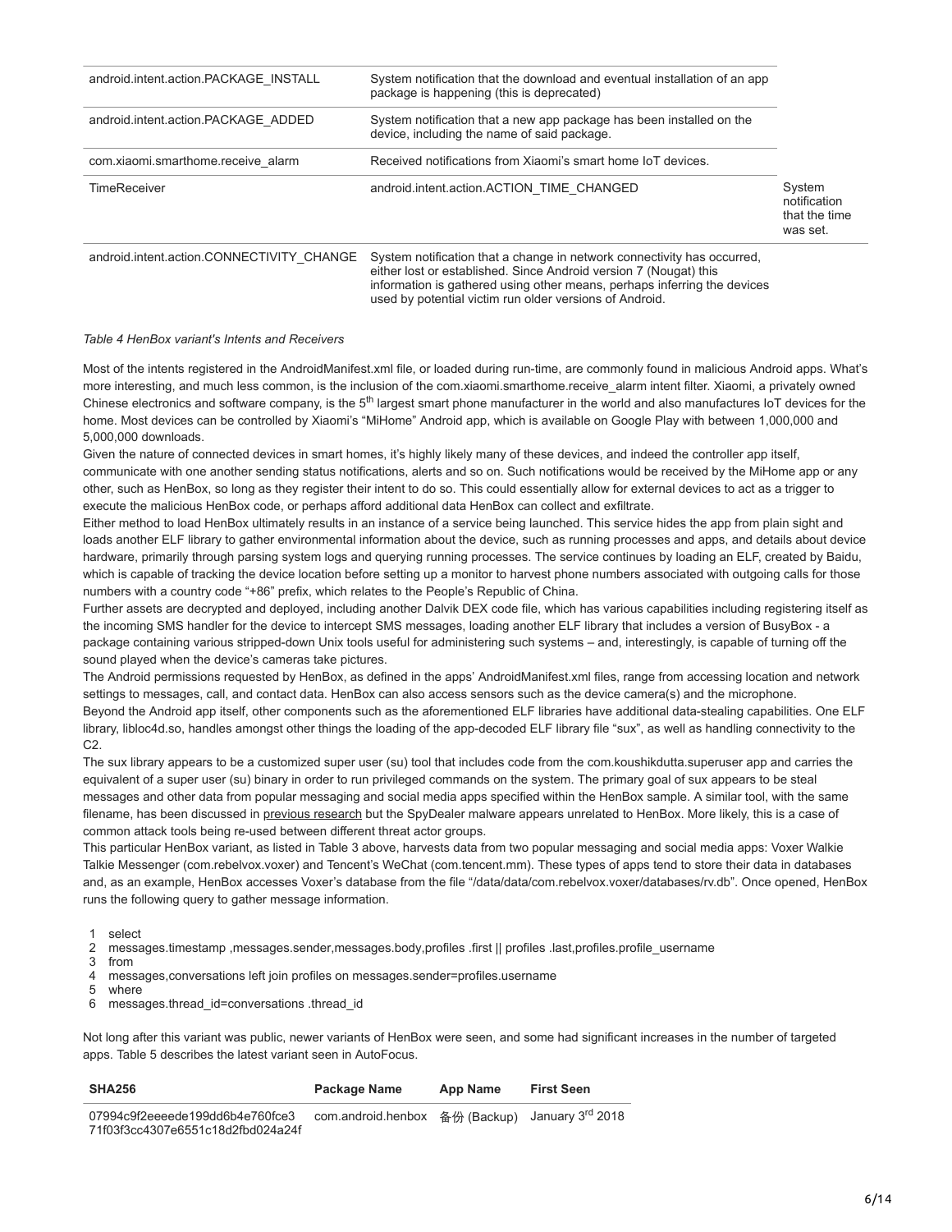| | | |
|---|---|---|
| android.intent.action.PACKAGE_INSTALL | System notification that the download and eventual installation of an app package is happening (this is deprecated) | |
| android.intent.action.PACKAGE_ADDED | System notification that a new app package has been installed on the device, including the name of said package. | |
| com.xiaomi.smarthome.receive_alarm | Received notifications from Xiaomi's smart home IoT devices. | |
| TimeReceiver | android.intent.action.ACTION_TIME_CHANGED | System notification that the time was set. |
| android.intent.action.CONNECTIVITY_CHANGE | System notification that a change in network connectivity has occurred, either lost or established. Since Android version 7 (Nougat) this information is gathered using other means, perhaps inferring the devices used by potential victim run older versions of Android. | |

*Table 4 HenBox variant's Intents and Receivers*

Most of the intents registered in the AndroidManifest.xml file, or loaded during run-time, are commonly found in malicious Android apps. What's more interesting, and much less common, is the inclusion of the com.xiaomi.smarthome.receive_alarm intent filter. Xiaomi, a privately owned Chinese electronics and software company, is the 5th largest smart phone manufacturer in the world and also manufactures IoT devices for the home. Most devices can be controlled by Xiaomi's "MiHome" Android app, which is available on Google Play with between 1,000,000 and 5,000,000 downloads.

Given the nature of connected devices in smart homes, it's highly likely many of these devices, and indeed the controller app itself, communicate with one another sending status notifications, alerts and so on. Such notifications would be received by the MiHome app or any other, such as HenBox, so long as they register their intent to do so. This could essentially allow for external devices to act as a trigger to execute the malicious HenBox code, or perhaps afford additional data HenBox can collect and exfiltrate.

Either method to load HenBox ultimately results in an instance of a service being launched. This service hides the app from plain sight and loads another ELF library to gather environmental information about the device, such as running processes and apps, and details about device hardware, primarily through parsing system logs and querying running processes. The service continues by loading an ELF, created by Baidu, which is capable of tracking the device location before setting up a monitor to harvest phone numbers associated with outgoing calls for those numbers with a country code "+86" prefix, which relates to the People's Republic of China.

Further assets are decrypted and deployed, including another Dalvik DEX code file, which has various capabilities including registering itself as the incoming SMS handler for the device to intercept SMS messages, loading another ELF library that includes a version of BusyBox - a package containing various stripped-down Unix tools useful for administering such systems – and, interestingly, is capable of turning off the sound played when the device's cameras take pictures.

The Android permissions requested by HenBox, as defined in the apps' AndroidManifest.xml files, range from accessing location and network settings to messages, call, and contact data. HenBox can also access sensors such as the device camera(s) and the microphone.

Beyond the Android app itself, other components such as the aforementioned ELF libraries have additional data-stealing capabilities. One ELF library, libloc4d.so, handles amongst other things the loading of the app-decoded ELF library file "sux", as well as handling connectivity to the C2.

The sux library appears to be a customized super user (su) tool that includes code from the com.koushikdutta.superuser app and carries the equivalent of a super user (su) binary in order to run privileged commands on the system. The primary goal of sux appears to be steal messages and other data from popular messaging and social media apps specified within the HenBox sample. A similar tool, with the same filename, has been discussed in previous research but the SpyDealer malware appears unrelated to HenBox. More likely, this is a case of common attack tools being re-used between different threat actor groups.

This particular HenBox variant, as listed in Table 3 above, harvests data from two popular messaging and social media apps: Voxer Walkie Talkie Messenger (com.rebelvox.voxer) and Tencent's WeChat (com.tencent.mm). These types of apps tend to store their data in databases and, as an example, HenBox accesses Voxer's database from the file "/data/data/com.rebelvox.voxer/databases/rv.db". Once opened, HenBox runs the following query to gather message information.

```
1  select
2  messages.timestamp ,messages.sender,messages.body,profiles .first || profiles .last,profiles.profile_username
3  from
4  messages,conversations left join profiles on messages.sender=profiles.username
5  where
6  messages.thread_id=conversations .thread_id
```

Not long after this variant was public, newer variants of HenBox were seen, and some had significant increases in the number of targeted apps. Table 5 describes the latest variant seen in AutoFocus.

| SHA256 | Package Name | App Name | First Seen |
|---|---|---|---|
| 07994c9f2eeeede199dd6b4e760fce371f03f3cc4307e6551c18d2fbd024a24f | com.android.henbox | 备份 (Backup) | January 3rd 2018 |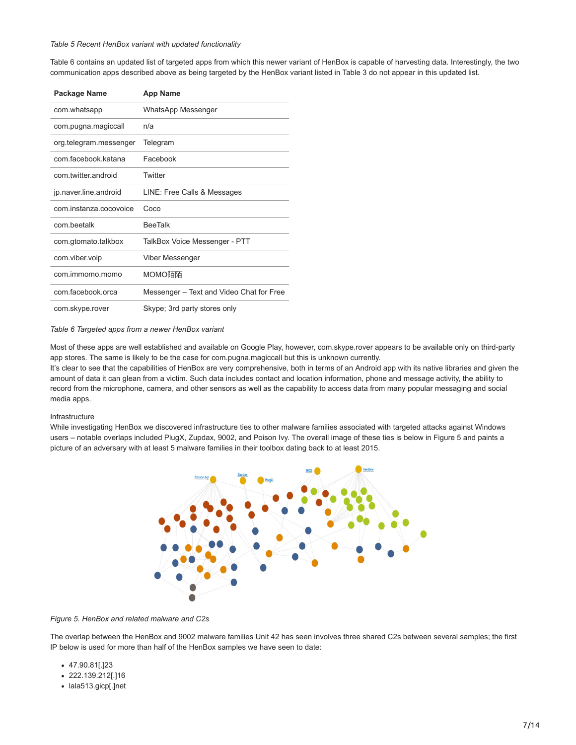*Table 5 Recent HenBox variant with updated functionality*

Table 6 contains an updated list of targeted apps from which this newer variant of HenBox is capable of harvesting data. Interestingly, the two communication apps described above as being targeted by the HenBox variant listed in Table 3 do not appear in this updated list.

| Package Name | App Name |
| --- | --- |
| com.whatsapp | WhatsApp Messenger |
| com.pugna.magiccall | n/a |
| org.telegram.messenger | Telegram |
| com.facebook.katana | Facebook |
| com.twitter.android | Twitter |
| jp.naver.line.android | LINE: Free Calls & Messages |
| com.instanza.cocovoice | Coco |
| com.beetalk | BeeTalk |
| com.gtomato.talkbox | TalkBox Voice Messenger - PTT |
| com.viber.voip | Viber Messenger |
| com.immomo.momo | MOMO陌陌 |
| com.facebook.orca | Messenger – Text and Video Chat for Free |
| com.skype.rover | Skype; 3rd party stores only |

*Table 6 Targeted apps from a newer HenBox variant*

Most of these apps are well established and available on Google Play, however, com.skype.rover appears to be available only on third-party app stores. The same is likely to be the case for com.pugna.magiccall but this is unknown currently.
It's clear to see that the capabilities of HenBox are very comprehensive, both in terms of an Android app with its native libraries and given the amount of data it can glean from a victim. Such data includes contact and location information, phone and message activity, the ability to record from the microphone, camera, and other sensors as well as the capability to access data from many popular messaging and social media apps.

Infrastructure
While investigating HenBox we discovered infrastructure ties to other malware families associated with targeted attacks against Windows users – notable overlaps included PlugX, Zupdax, 9002, and Poison Ivy. The overall image of these ties is below in Figure 5 and paints a picture of an adversary with at least 5 malware families in their toolbox dating back to at least 2015.

*Figure 5. HenBox and related malware and C2s*

The overlap between the HenBox and 9002 malware families Unit 42 has seen involves three shared C2s between several samples; the first IP below is used for more than half of the HenBox samples we have seen to date:

- 47.90.81[.]23
- 222.139.212[.]16
- lala513.gicp[.]net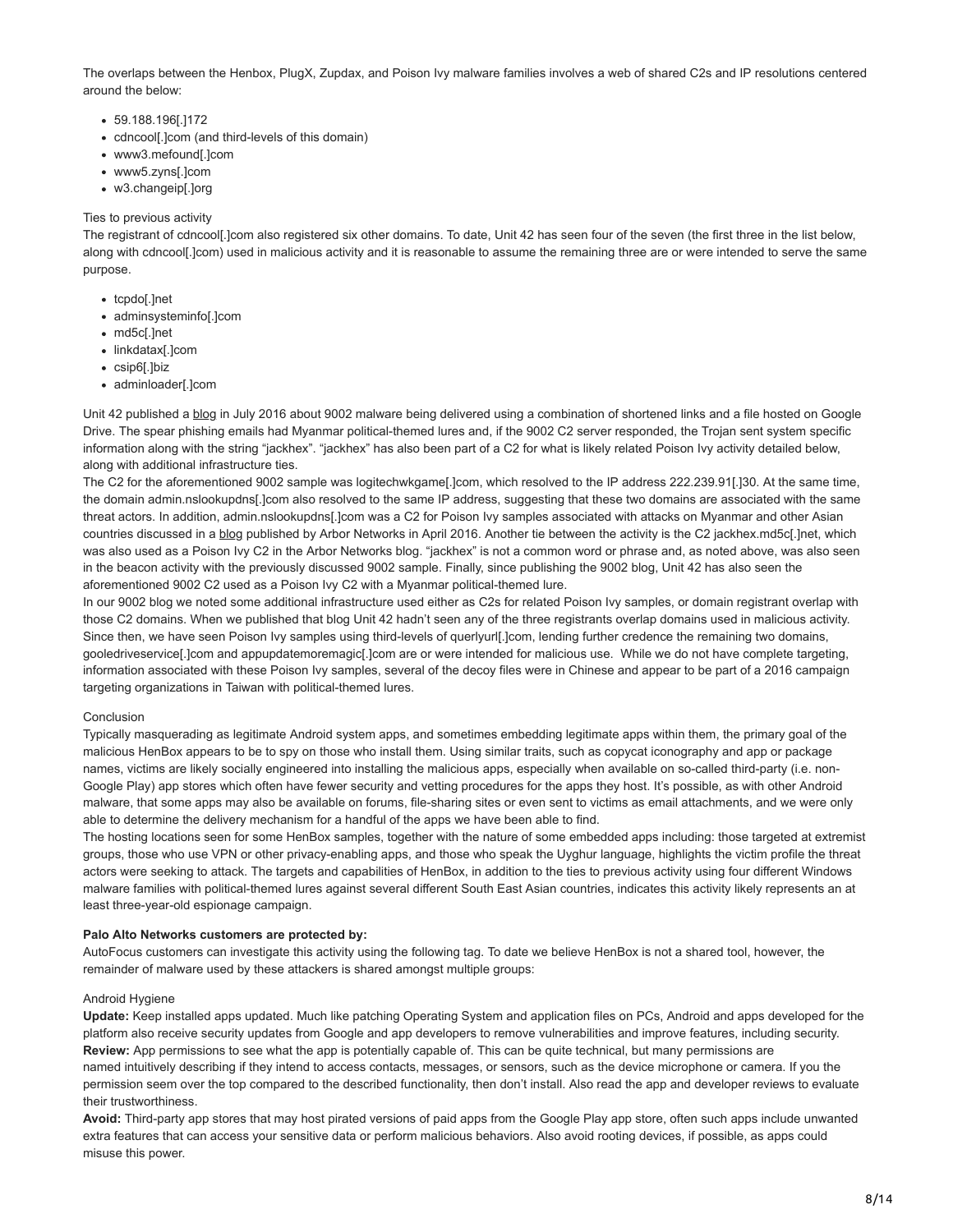The overlaps between the Henbox, PlugX, Zupdax, and Poison Ivy malware families involves a web of shared C2s and IP resolutions centered around the below:

- 59.188.196[.]172
- cdncool[.]com (and third-levels of this domain)
- www3.mefound[.]com
- www5.zyns[.]com
- w3.changeip[.]org

Ties to previous activity

The registrant of cdncool[.]com also registered six other domains. To date, Unit 42 has seen four of the seven (the first three in the list below, along with cdncool[.]com) used in malicious activity and it is reasonable to assume the remaining three are or were intended to serve the same purpose.

- tcpdo[.]net
- adminsysteminfo[.]com
- md5c[.]net
- linkdatax[.]com
- csip6[.]biz
- adminloader[.]com

Unit 42 published a blog in July 2016 about 9002 malware being delivered using a combination of shortened links and a file hosted on Google Drive. The spear phishing emails had Myanmar political-themed lures and, if the 9002 C2 server responded, the Trojan sent system specific information along with the string "jackhex". "jackhex" has also been part of a C2 for what is likely related Poison Ivy activity detailed below, along with additional infrastructure ties.

The C2 for the aforementioned 9002 sample was logitechwkgame[.]com, which resolved to the IP address 222.239.91[.]30. At the same time, the domain admin.nslookupdns[.]com also resolved to the same IP address, suggesting that these two domains are associated with the same threat actors. In addition, admin.nslookupdns[.]com was a C2 for Poison Ivy samples associated with attacks on Myanmar and other Asian countries discussed in a blog published by Arbor Networks in April 2016. Another tie between the activity is the C2 jackhex.md5c[.]net, which was also used as a Poison Ivy C2 in the Arbor Networks blog. "jackhex" is not a common word or phrase and, as noted above, was also seen in the beacon activity with the previously discussed 9002 sample. Finally, since publishing the 9002 blog, Unit 42 has also seen the aforementioned 9002 C2 used as a Poison Ivy C2 with a Myanmar political-themed lure.

In our 9002 blog we noted some additional infrastructure used either as C2s for related Poison Ivy samples, or domain registrant overlap with those C2 domains. When we published that blog Unit 42 hadn't seen any of the three registrants overlap domains used in malicious activity. Since then, we have seen Poison Ivy samples using third-levels of querlyurl[.]com, lending further credence the remaining two domains, gooledriveservice[.]com and appupdatemoremagic[.]com are or were intended for malicious use. While we do not have complete targeting, information associated with these Poison Ivy samples, several of the decoy files were in Chinese and appear to be part of a 2016 campaign targeting organizations in Taiwan with political-themed lures.

Conclusion

Typically masquerading as legitimate Android system apps, and sometimes embedding legitimate apps within them, the primary goal of the malicious HenBox appears to be to spy on those who install them. Using similar traits, such as copycat iconography and app or package names, victims are likely socially engineered into installing the malicious apps, especially when available on so-called third-party (i.e. non-Google Play) app stores which often have fewer security and vetting procedures for the apps they host. It's possible, as with other Android malware, that some apps may also be available on forums, file-sharing sites or even sent to victims as email attachments, and we were only able to determine the delivery mechanism for a handful of the apps we have been able to find.

The hosting locations seen for some HenBox samples, together with the nature of some embedded apps including: those targeted at extremist groups, those who use VPN or other privacy-enabling apps, and those who speak the Uyghur language, highlights the victim profile the threat actors were seeking to attack. The targets and capabilities of HenBox, in addition to the ties to previous activity using four different Windows malware families with political-themed lures against several different South East Asian countries, indicates this activity likely represents an at least three-year-old espionage campaign.

**Palo Alto Networks customers are protected by:**

AutoFocus customers can investigate this activity using the following tag. To date we believe HenBox is not a shared tool, however, the remainder of malware used by these attackers is shared amongst multiple groups:

Android Hygiene

**Update:** Keep installed apps updated. Much like patching Operating System and application files on PCs, Android and apps developed for the platform also receive security updates from Google and app developers to remove vulnerabilities and improve features, including security.

**Review:** App permissions to see what the app is potentially capable of. This can be quite technical, but many permissions are named intuitively describing if they intend to access contacts, messages, or sensors, such as the device microphone or camera. If you the permission seem over the top compared to the described functionality, then don't install. Also read the app and developer reviews to evaluate their trustworthiness.

**Avoid:** Third-party app stores that may host pirated versions of paid apps from the Google Play app store, often such apps include unwanted extra features that can access your sensitive data or perform malicious behaviors. Also avoid rooting devices, if possible, as apps could misuse this power.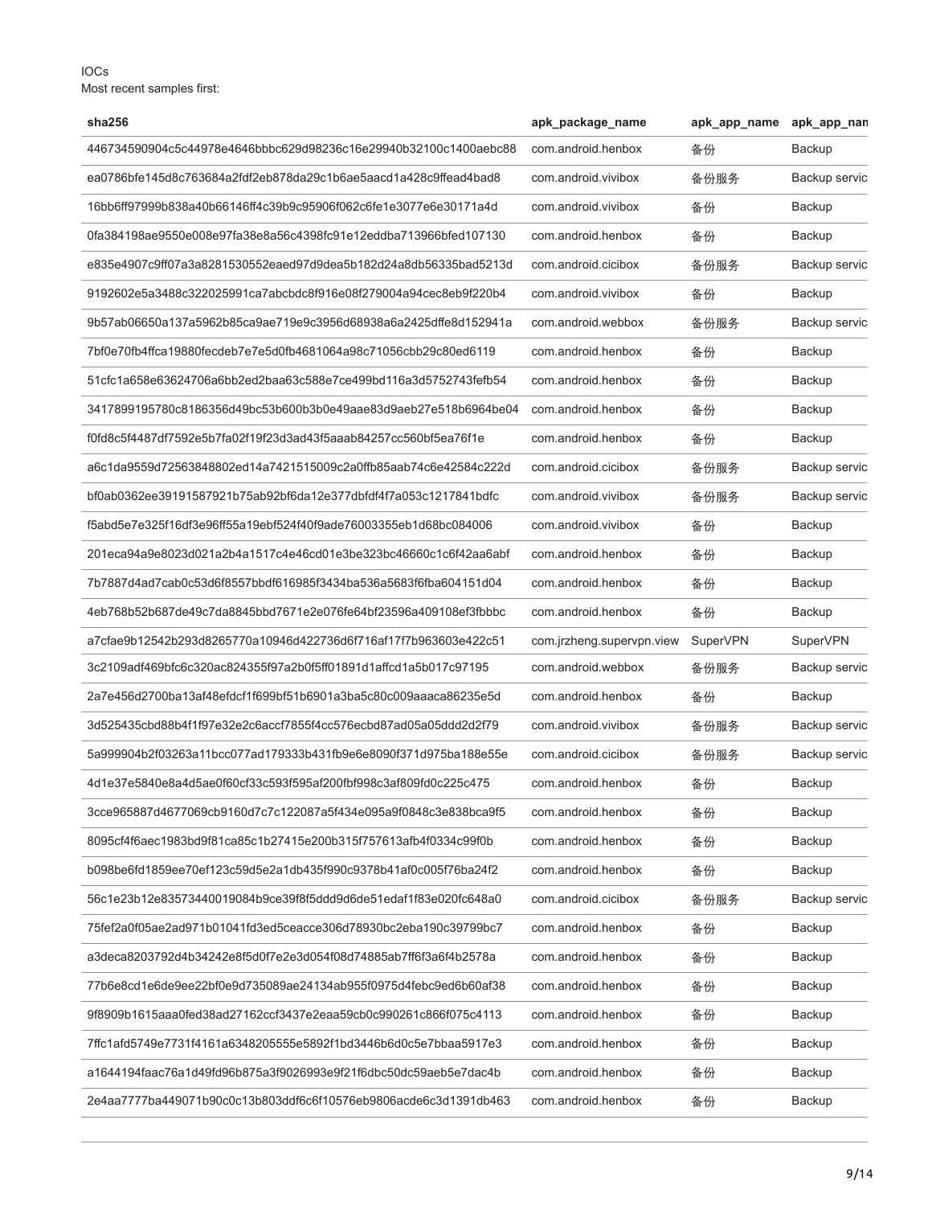IOCs

Most recent samples first:

| sha256 | apk_package_name | apk_app_name | apk_app_nan |
|---|---|---|---|
| 446734590904c5c44978e4646bbbc629d98236c16e29940b32100c1400aebc88 | com.android.henbox | 备份 | Backup |
| ea0786bfe145d8c763684a2fdf2eb878da29c1b6ae5aacd1a428c9ffead4bad8 | com.android.vivibox | 备份服务 | Backup servic |
| 16bb6ff97999b838a40b66146ff4c39b9c95906f062c6fe1e3077e6e30171a4d | com.android.vivibox | 备份 | Backup |
| 0fa384198ae9550e008e97fa38e8a56c4398fc91e12eddba713966bfed107130 | com.android.henbox | 备份 | Backup |
| e835e4907c9ff07a3a8281530552eaed97d9dea5b182d24a8db56335bad5213d | com.android.cicibox | 备份服务 | Backup servic |
| 9192602e5a3488c322025991ca7abcbdc8f916e08f279004a94cec8eb9f220b4 | com.android.vivibox | 备份 | Backup |
| 9b57ab06650a137a5962b85ca9ae719e9c3956d68938a6a2425dffe8d152941a | com.android.webbox | 备份服务 | Backup servic |
| 7bf0e70fb4ffca19880fecdeb7e7e5d0fb4681064a98c71056cbb29c80ed6119 | com.android.henbox | 备份 | Backup |
| 51cfc1a658e63624706a6bb2ed2baa63c588e7ce499bd116a3d5752743fefb54 | com.android.henbox | 备份 | Backup |
| 3417899195780c8186356d49bc53b600b3b0e49aae83d9aeb27e518b6964be04 | com.android.henbox | 备份 | Backup |
| f0fd8c5f4487df7592e5b7fa02f19f23d3ad43f5aaab84257cc560bf5ea76f1e | com.android.henbox | 备份 | Backup |
| a6c1da9559d72563848802ed14a7421515009c2a0ffb85aab74c6e42584c222d | com.android.cicibox | 备份服务 | Backup servic |
| bf0ab0362ee39191587921b75ab92bf6da12e377dbfdf4f7a053c1217841bdfc | com.android.vivibox | 备份服务 | Backup servic |
| f5abd5e7e325f16df3e96ff55a19ebf524f40f9ade76003355eb1d68bc084006 | com.android.vivibox | 备份 | Backup |
| 201eca94a9e8023d021a2b4a1517c4e46cd01e3be323bc46660c1c6f42aa6abf | com.android.henbox | 备份 | Backup |
| 7b7887d4ad7cab0c53d6f8557bbdf616985f3434ba536a5683f6fba604151d04 | com.android.henbox | 备份 | Backup |
| 4eb768b52b687de49c7da8845bbd7671e2e076fe64bf23596a409108ef3fbbbc | com.android.henbox | 备份 | Backup |
| a7cfae9b12542b293d8265770a10946d422736d6f716af17f7b963603e422c51 | com.jrzheng.supervpn.view | SuperVPN | SuperVPN |
| 3c2109adf469bfc6c320ac824355f97a2b0f5ff01891d1affcd1a5b017c97195 | com.android.webbox | 备份服务 | Backup servic |
| 2a7e456d2700ba13af48efdcf1f699bf51b6901a3ba5c80c009aaaca86235e5d | com.android.henbox | 备份 | Backup |
| 3d525435cbd88b4f1f97e32e2c6accf7855f4cc576ecbd87ad05a05ddd2d2f79 | com.android.vivibox | 备份服务 | Backup servic |
| 5a999904b2f03263a11bcc077ad179333b431fb9e6e8090f371d975ba188e55e | com.android.cicibox | 备份服务 | Backup servic |
| 4d1e37e5840e8a4d5ae0f60cf33c593f595af200fbf998c3af809fd0c225c475 | com.android.henbox | 备份 | Backup |
| 3cce965887d4677069cb9160d7c7c122087a5f434e095a9f0848c3e838bca9f5 | com.android.henbox | 备份 | Backup |
| 8095cf4f6aec1983bd9f81ca85c1b27415e200b315f757613afb4f0334c99f0b | com.android.henbox | 备份 | Backup |
| b098be6fd1859ee70ef123c59d5e2a1db435f990c9378b41af0c005f76ba24f2 | com.android.henbox | 备份 | Backup |
| 56c1e23b12e83573440019084b9ce39f8f5ddd9d6de51edaf1f83e020fc648a0 | com.android.cicibox | 备份服务 | Backup servic |
| 75fef2a0f05ae2ad971b01041fd3ed5ceacce306d78930bc2eba190c39799bc7 | com.android.henbox | 备份 | Backup |
| a3deca8203792d4b34242e8f5d0f7e2e3d054f08d74885ab7ff6f3a6f4b2578a | com.android.henbox | 备份 | Backup |
| 77b6e8cd1e6de9ee22bf0e9d735089ae24134ab955f0975d4febc9ed6b60af38 | com.android.henbox | 备份 | Backup |
| 9f8909b1615aaa0fed38ad27162ccf3437e2eaa59cb0c990261c866f075c4113 | com.android.henbox | 备份 | Backup |
| 7ffc1afd5749e7731f4161a6348205555e5892f1bd3446b6d0c5e7bbaa5917e3 | com.android.henbox | 备份 | Backup |
| a1644194faac76a1d49fd96b875a3f9026993e9f21f6dbc50dc59aeb5e7dac4b | com.android.henbox | 备份 | Backup |
| 2e4aa7777ba449071b90c0c13b803ddf6c6f10576eb9806acde6c3d1391db463 | com.android.henbox | 备份 | Backup |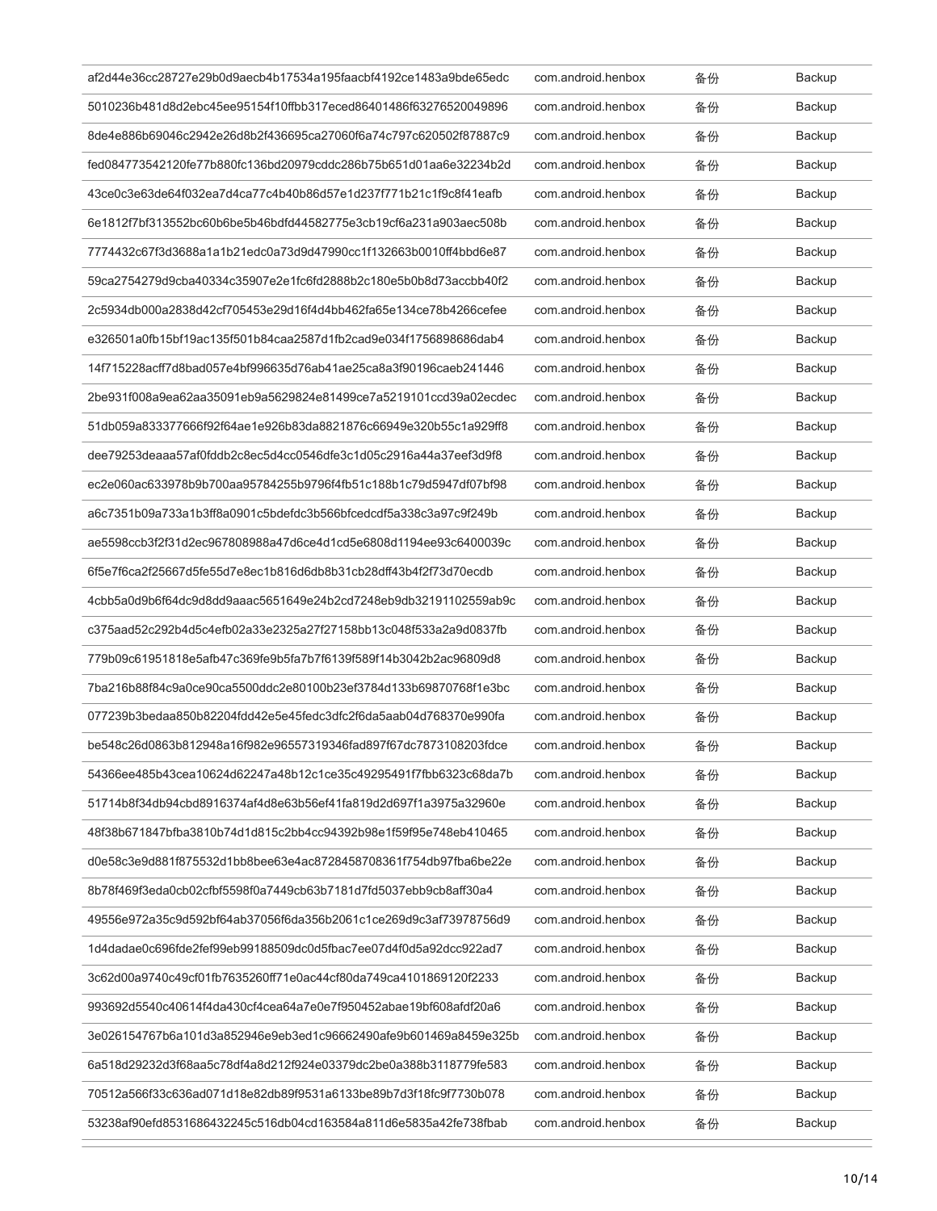| | | | |
|---|---|---|---|
| af2d44e36cc28727e29b0d9aecb4b17534a195faacbf4192ce1483a9bde65edc | com.android.henbox | 备份 | Backup |
| 5010236b481d8d2ebc45ee95154f10ffbb317eced86401486f63276520049896 | com.android.henbox | 备份 | Backup |
| 8de4e886b69046c2942e26d8b2f436695ca27060f6a74c797c620502f87887c9 | com.android.henbox | 备份 | Backup |
| fed084773542120fe77b880fc136bd20979cddc286b75b651d01aa6e32234b2d | com.android.henbox | 备份 | Backup |
| 43ce0c3e63de64f032ea7d4ca77c4b40b86d57e1d237f771b21c1f9c8f41eafb | com.android.henbox | 备份 | Backup |
| 6e1812f7bf313552bc60b6be5b46bdfd44582775e3cb19cf6a231a903aec508b | com.android.henbox | 备份 | Backup |
| 7774432c67f3d3688a1a1b21edc0a73d9d47990cc1f132663b0010ff4bbd6e87 | com.android.henbox | 备份 | Backup |
| 59ca2754279d9cba40334c35907e2e1fc6fd2888b2c180e5b0b8d73accbb40f2 | com.android.henbox | 备份 | Backup |
| 2c5934db000a2838d42cf705453e29d16f4d4bb462fa65e134ce78b4266cefee | com.android.henbox | 备份 | Backup |
| e326501a0fb15bf19ac135f501b84caa2587d1fb2cad9e034f1756898686dab4 | com.android.henbox | 备份 | Backup |
| 14f715228acff7d8bad057e4bf996635d76ab41ae25ca8a3f90196caeb241446 | com.android.henbox | 备份 | Backup |
| 2be931f008a9ea62aa35091eb9a5629824e81499ce7a5219101ccd39a02ecdec | com.android.henbox | 备份 | Backup |
| 51db059a833377666f92f64ae1e926b83da8821876c66949e320b55c1a929ff8 | com.android.henbox | 备份 | Backup |
| dee79253deaaa57af0fddb2c8ec5d4cc0546dfe3c1d05c2916a44a37eef3d9f8 | com.android.henbox | 备份 | Backup |
| ec2e060ac633978b9b700aa95784255b9796f4fb51c188b1c79d5947df07bf98 | com.android.henbox | 备份 | Backup |
| a6c7351b09a733a1b3ff8a0901c5bdefdc3b566bfcedcdf5a338c3a97c9f249b | com.android.henbox | 备份 | Backup |
| ae5598ccb3f2f31d2ec967808988a47d6ce4d1cd5e6808d1194ee93c6400039c | com.android.henbox | 备份 | Backup |
| 6f5e7f6ca2f25667d5fe55d7e8ec1b816d6db8b31cb28dff43b4f2f73d70ecdb | com.android.henbox | 备份 | Backup |
| 4cbb5a0d9b6f64dc9d8dd9aaac5651649e24b2cd7248eb9db32191102559ab9c | com.android.henbox | 备份 | Backup |
| c375aad52c292b4d5c4efb02a33e2325a27f27158bb13c048f533a2a9d0837fb | com.android.henbox | 备份 | Backup |
| 779b09c61951818e5afb47c369fe9b5fa7b7f6139f589f14b3042b2ac96809d8 | com.android.henbox | 备份 | Backup |
| 7ba216b88f84c9a0ce90ca5500ddc2e80100b23ef3784d133b69870768f1e3bc | com.android.henbox | 备份 | Backup |
| 077239b3bedaa850b82204fdd42e5e45fedc3dfc2f6da5aab04d768370e990fa | com.android.henbox | 备份 | Backup |
| be548c26d0863b812948a16f982e96557319346fad897f67dc7873108203fdce | com.android.henbox | 备份 | Backup |
| 54366ee485b43cea10624d62247a48b12c1ce35c49295491f7fbb6323c68da7b | com.android.henbox | 备份 | Backup |
| 51714b8f34db94cbd8916374af4d8e63b56ef41fa819d2d697f1a3975a32960e | com.android.henbox | 备份 | Backup |
| 48f38b671847bfba3810b74d1d815c2bb4cc94392b98e1f59f95e748eb410465 | com.android.henbox | 备份 | Backup |
| d0e58c3e9d881f875532d1bb8bee63e4ac8728458708361f754db97fba6be22e | com.android.henbox | 备份 | Backup |
| 8b78f469f3eda0cb02cfbf5598f0a7449cb63b7181d7fd5037ebb9cb8aff30a4 | com.android.henbox | 备份 | Backup |
| 49556e972a35c9d592bf64ab37056f6da356b2061c1ce269d9c3af73978756d9 | com.android.henbox | 备份 | Backup |
| 1d4dadae0c696fde2fef99eb99188509dc0d5fbac7ee07d4f0d5a92dcc922ad7 | com.android.henbox | 备份 | Backup |
| 3c62d00a9740c49cf01fb7635260ff71e0ac44cf80da749ca4101869120f2233 | com.android.henbox | 备份 | Backup |
| 993692d5540c40614f4da430cf4cea64a7e0e7f950452abae19bf608afdf20a6 | com.android.henbox | 备份 | Backup |
| 3e026154767b6a101d3a852946e9eb3ed1c96662490afe9b601469a8459e325b | com.android.henbox | 备份 | Backup |
| 6a518d29232d3f68aa5c78df4a8d212f924e03379dc2be0a388b3118779fe583 | com.android.henbox | 备份 | Backup |
| 70512a566f33c636ad071d18e82db89f9531a6133be89b7d3f18fc9f7730b078 | com.android.henbox | 备份 | Backup |
| 53238af90efd8531686432245c516db04cd163584a811d6e5835a42fe738fbab | com.android.henbox | 备份 | Backup |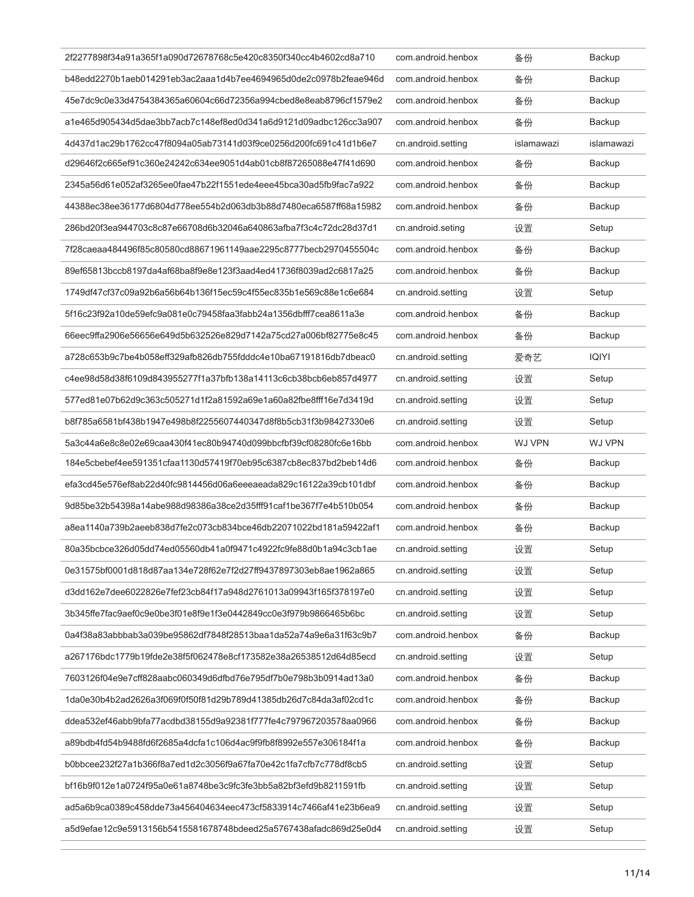| | | | |
|---|---|---|---|
| 2f2277898f34a91a365f1a090d72678768c5e420c8350f340cc4b4602cd8a710 | com.android.henbox | 备份 | Backup |
| b48edd2270b1aeb014291eb3ac2aaa1d4b7ee4694965d0de2c0978b2feae946d | com.android.henbox | 备份 | Backup |
| 45e7dc9c0e33d4754384365a60604c66d72356a994cbed8e8eab8796cf1579e2 | com.android.henbox | 备份 | Backup |
| a1e465d905434d5dae3bb7acb7c148ef8ed0d341a6d9121d09adbc126cc3a907 | com.android.henbox | 备份 | Backup |
| 4d437d1ac29b1762cc47f8094a05ab73141d03f9ce0256d200fc691c41d1b6e7 | cn.android.setting | islamawazi | islamawazi |
| d29646f2c665ef91c360e24242c634ee9051d4ab01cb8f87265088e47f41d690 | com.android.henbox | 备份 | Backup |
| 2345a56d61e052af3265ee0fae47b22f1551ede4eee45bca30ad5fb9fac7a922 | com.android.henbox | 备份 | Backup |
| 44388ec38ee36177d6804d778ee554b2d063db3b88d7480eca6587ff68a15982 | com.android.henbox | 备份 | Backup |
| 286bd20f3ea944703c8c87e66708d6b32046a640863afba7f3c4c72dc28d37d1 | cn.android.seting | 设置 | Setup |
| 7f28caeaa484496f85c80580cd88671961149aae2295c8777becb2970455504c | com.android.henbox | 备份 | Backup |
| 89ef65813bccb8197da4af68ba8f9e8e123f3aad4ed41736f8039ad2c6817a25 | com.android.henbox | 备份 | Backup |
| 1749df47cf37c09a92b6a56b64b136f15ec59c4f55ec835b1e569c88e1c6e684 | cn.android.setting | 设置 | Setup |
| 5f16c23f92a10de59efc9a081e0c79458faa3fabb24a1356dbfff7cea8611a3e | com.android.henbox | 备份 | Backup |
| 66eec9ffa2906e56656e649d5b632526e829d7142a75cd27a006bf82775e8c45 | com.android.henbox | 备份 | Backup |
| a728c653b9c7be4b058eff329afb826db755fdddc4e10ba67191816db7dbeac0 | cn.android.setting | 爱奇艺 | IQIYI |
| c4ee98d58d38f6109d843955277f1a37bfb138a14113c6cb38bcb6eb857d4977 | cn.android.setting | 设置 | Setup |
| 577ed81e07b62d9c363c505271d1f2a81592a69e1a60a82fbe8fff16e7d3419d | cn.android.setting | 设置 | Setup |
| b8f785a6581bf438b1947e498b8f2255607440347d8f8b5cb31f3b98427330e6 | cn.android.setting | 设置 | Setup |
| 5a3c44a6e8c8e02e69caa430f41ec80b94740d099bbcfbf39cf08280fc6e16bb | com.android.henbox | WJ VPN | WJ VPN |
| 184e5cbebef4ee591351cfaa1130d57419f70eb95c6387cb8ec837bd2beb14d6 | com.android.henbox | 备份 | Backup |
| efa3cd45e576ef8ab22d40fc9814456d06a6eeeaeada829c16122a39cb101dbf | com.android.henbox | 备份 | Backup |
| 9d85be32b54398a14abe988d98386a38ce2d35fff91caf1be367f7e4b510b054 | com.android.henbox | 备份 | Backup |
| a8ea1140a739b2aeeb838d7fe2c073cb834bce46db22071022bd181a59422af1 | com.android.henbox | 备份 | Backup |
| 80a35bcbce326d05dd74ed05560db41a0f9471c4922fc9fe88d0b1a94c3cb1ae | cn.android.setting | 设置 | Setup |
| 0e31575bf0001d818d87aa134e728f62e7f2d27ff9437897303eb8ae1962a865 | cn.android.setting | 设置 | Setup |
| d3dd162e7dee6022826e7fef23cb84f17a948d2761013a09943f165f378197e0 | cn.android.setting | 设置 | Setup |
| 3b345ffe7fac9aef0c9e0be3f01e8f9e1f3e0442849cc0e3f979b9866465b6bc | cn.android.setting | 设置 | Setup |
| 0a4f38a83abbbab3a039be95862df7848f28513baa1da52a74a9e6a31f63c9b7 | com.android.henbox | 备份 | Backup |
| a267176bdc1779b19fde2e38f5f062478e8cf173582e38a26538512d64d85ecd | cn.android.setting | 设置 | Setup |
| 7603126f04e9e7cff828aabc060349d6dfbd76e795df7b0e798b3b0914ad13a0 | com.android.henbox | 备份 | Backup |
| 1da0e30b4b2ad2626a3f069f0f50f81d29b789d41385db26d7c84da3af02cd1c | com.android.henbox | 备份 | Backup |
| ddea532ef46abb9bfa77acdbd38155d9a92381f777fe4c797967203578aa0966 | com.android.henbox | 备份 | Backup |
| a89bdb4fd54b9488fd6f2685a4dcfa1c106d4ac9f9fb8f8992e557e306184f1a | com.android.henbox | 备份 | Backup |
| b0bbcee232f27a1b366f8a7ed1d2c3056f9a67fa70e42c1fa7cfb7c778df8cb5 | cn.android.setting | 设置 | Setup |
| bf16b9f012e1a0724f95a0e61a8748be3c9fc3fe3bb5a82bf3efd9b8211591fb | cn.android.setting | 设置 | Setup |
| ad5a6b9ca0389c458dde73a456404634eec473cf5833914c7466af41e23b6ea9 | cn.android.setting | 设置 | Setup |
| a5d9efae12c9e5913156b5415581678748bdeed25a5767438afadc869d25e0d4 | cn.android.setting | 设置 | Setup |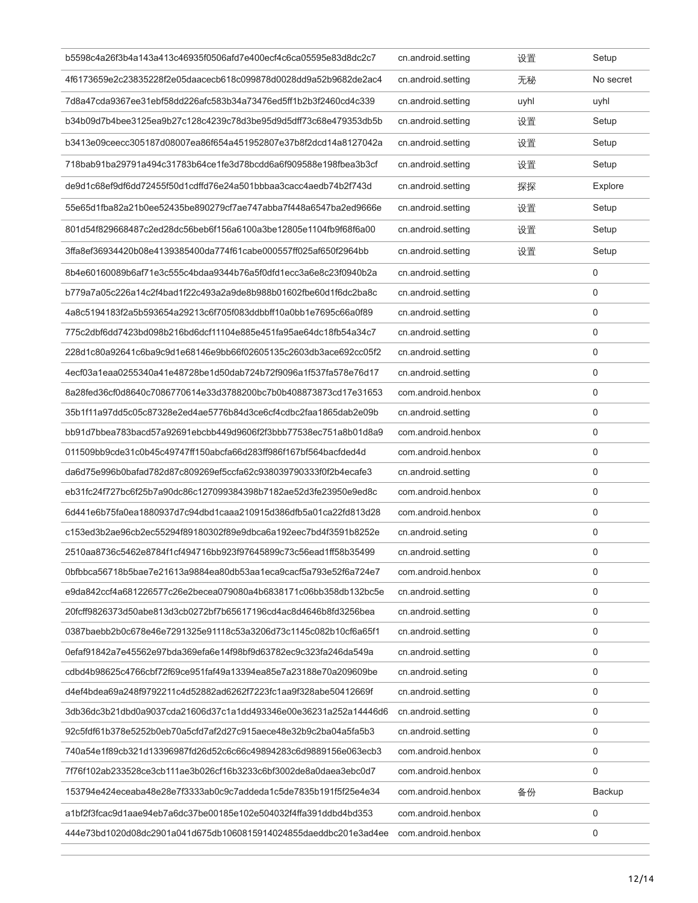| | | | |
|---|---|---|---|
| b5598c4a26f3b4a143a413c46935f0506afd7e400ecf4c6ca05595e83d8dc2c7 | cn.android.setting | 设置 | Setup |
| 4f6173659e2c23835228f2e05daacecb618c099878d0028dd9a52b9682de2ac4 | cn.android.setting | 无秘 | No secret |
| 7d8a47cda9367ee31ebf58dd226afc583b34a73476ed5ff1b2b3f2460cd4c339 | cn.android.setting | uyhl | uyhl |
| b34b09d7b4bee3125ea9b27c128c4239c78d3be95d9d5dff73c68e479353db5b | cn.android.setting | 设置 | Setup |
| b3413e09ceecc305187d08007ea86f654a451952807e37b8f2dcd14a8127042a | cn.android.setting | 设置 | Setup |
| 718bab91ba29791a494c31783b64ce1fe3d78bcdd6a6f909588e198fbea3b3cf | cn.android.setting | 设置 | Setup |
| de9d1c68ef9df6dd72455f50d1cdffd76e24a501bbbaa3cacc4aedb74b2f743d | cn.android.setting | 探探 | Explore |
| 55e65d1fba82a21b0ee52435be890279cf7ae747abba7f448a6547ba2ed9666e | cn.android.setting | 设置 | Setup |
| 801d54f829668487c2ed28dc56beb6f156a6100a3be12805e1104fb9f68f6a00 | cn.android.setting | 设置 | Setup |
| 3ffa8ef36934420b08e4139385400da774f61cabe000557ff025af650f2964bb | cn.android.setting | 设置 | Setup |
| 8b4e60160089b6af71e3c555c4bdaa9344b76a5f0dfd1ecc3a6e8c23f0940b2a | cn.android.setting | | 0 |
| b779a7a05c226a14c2f4bad1f22c493a2a9de8b988b01602fbe60d1f6dc2ba8c | cn.android.setting | | 0 |
| 4a8c5194183f2a5b593654a29213c6f705f083ddbbff10a0bb1e7695c66a0f89 | cn.android.setting | | 0 |
| 775c2dbf6dd7423bd098b216bd6dcf11104e885e451fa95ae64dc18fb54a34c7 | cn.android.setting | | 0 |
| 228d1c80a92641c6ba9c9d1e68146e9bb66f02605135c2603db3ace692cc05f2 | cn.android.setting | | 0 |
| 4ecf03a1eaa0255340a41e48728be1d50dab724b72f9096a1f537fa578e76d17 | cn.android.setting | | 0 |
| 8a28fed36cf0d8640c7086770614e33d3788200bc7b0b408873873cd17e31653 | com.android.henbox | | 0 |
| 35b1f11a97dd5c05c87328e2ed4ae5776b84d3ce6cf4cdbc2faa1865dab2e09b | cn.android.setting | | 0 |
| bb91d7bbea783bacd57a92691ebcbb449d9606f2f3bbb77538ec751a8b01d8a9 | com.android.henbox | | 0 |
| 011509bb9cde31c0b45c49747ff150abcfa66d283ff986f167bf564bacfded4d | com.android.henbox | | 0 |
| da6d75e996b0bafad782d87c809269ef5ccfa62c938039790333f0f2b4ecafe3 | cn.android.setting | | 0 |
| eb31fc24f727bc6f25b7a90dc86c127099384398b7182ae52d3fe23950e9ed8c | com.android.henbox | | 0 |
| 6d441e6b75fa0ea1880937d7c94dbd1caaa210915d386dfb5a01ca22fd813d28 | com.android.henbox | | 0 |
| c153ed3b2ae96cb2ec55294f89180302f89e9dbca6a192eec7bd4f3591b8252e | cn.android.seting | | 0 |
| 2510aa8736c5462e8784f1cf494716bb923f97645899c73c56ead1ff58b35499 | cn.android.setting | | 0 |
| 0bfbbca56718b5bae7e21613a9884ea80db53aa1eca9cacf5a793e52f6a724e7 | com.android.henbox | | 0 |
| e9da842ccf4a681226577c26e2becea079080a4b6838171c06bb358db132bc5e | cn.android.setting | | 0 |
| 20fcff9826373d50abe813d3cb0272bf7b65617196cd4ac8d4646b8fd3256bea | cn.android.setting | | 0 |
| 0387baebb2b0c678e46e7291325e91118c53a3206d73c1145c082b10cf6a65f1 | cn.android.setting | | 0 |
| 0efaf91842a7e45562e97bda369efa6e14f98bf9d63782ec9c323fa246da549a | cn.android.setting | | 0 |
| cdbd4b98625c4766cbf72f69ce951faf49a13394ea85e7a23188e70a209609be | cn.android.seting | | 0 |
| d4ef4bdea69a248f9792211c4d52882ad6262f7223fc1aa9f328abe50412669f | cn.android.setting | | 0 |
| 3db36dc3b21dbd0a9037cda21606d37c1a1dd493346e00e36231a252a14446d6 | cn.android.setting | | 0 |
| 92c5fdf61b378e5252b0eb70a5cfd7af2d27c915aece48e32b9c2ba04a5fa5b3 | cn.android.setting | | 0 |
| 740a54e1f89cb321d13396987fd26d52c6c66c49894283c6d9889156e063ecb3 | com.android.henbox | | 0 |
| 7f76f102ab233528ce3cb111ae3b026cf16b3233c6bf3002de8a0daea3ebc0d7 | com.android.henbox | | 0 |
| 153794e424eceaba48e28e7f3333ab0c9c7addeda1c5de7835b191f5f25e4e34 | com.android.henbox | 备份 | Backup |
| a1bf2f3fcac9d1aae94eb7a6dc37be00185e102e504032f4ffa391ddbd4bd353 | com.android.henbox | | 0 |
| 444e73bd1020d08dc2901a041d675db1060815914024855daeddbc201e3ad4ee | com.android.henbox | | 0 |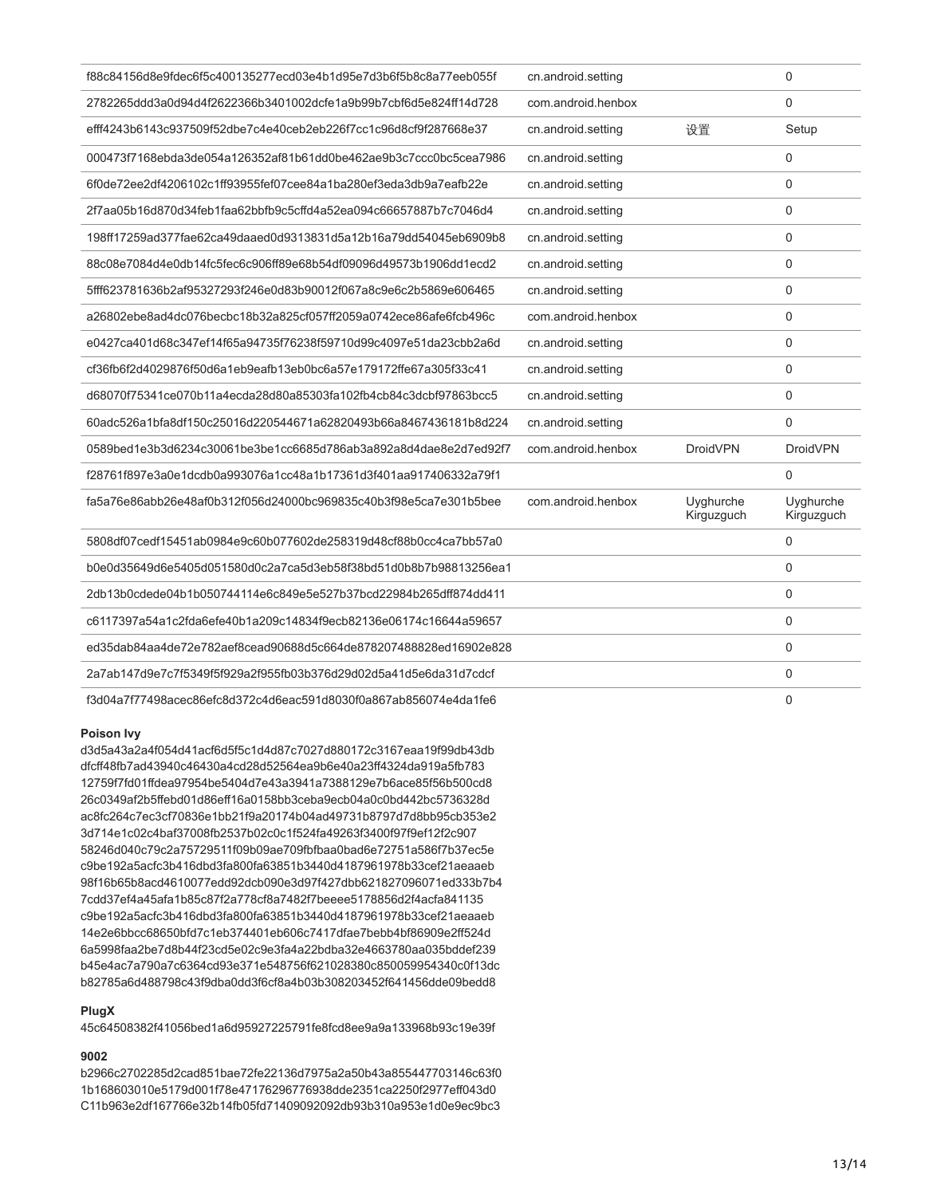| | | | |
|---|---|---|---|
| f88c84156d8e9fdec6f5c400135277ecd03e4b1d95e7d3b6f5b8c8a77eeb055f | cn.android.setting | | 0 |
| 2782265ddd3a0d94d4f2622366b3401002dcfe1a9b99b7cbf6d5e824ff14d728 | com.android.henbox | | 0 |
| efff4243b6143c937509f52dbe7c4e40ceb2eb226f7cc1c96d8cf9f287668e37 | cn.android.setting | 设置 | Setup |
| 000473f7168ebda3de054a126352af81b61dd0be462ae9b3c7ccc0bc5cea7986 | cn.android.setting | | 0 |
| 6f0de72ee2df4206102c1ff93955fef07cee84a1ba280ef3eda3db9a7eafb22e | cn.android.setting | | 0 |
| 2f7aa05b16d870d34feb1faa62bbfb9c5cffd4a52ea094c66657887b7c7046d4 | cn.android.setting | | 0 |
| 198ff17259ad377fae62ca49daaed0d9313831d5a12b16a79dd54045eb6909b8 | cn.android.setting | | 0 |
| 88c08e7084d4e0db14fc5fec6c906ff89e68b54df09096d49573b1906dd1ecd2 | cn.android.setting | | 0 |
| 5fff623781636b2af95327293f246e0d83b90012f067a8c9e6c2b5869e606465 | cn.android.setting | | 0 |
| a26802ebe8ad4dc076becbc18b32a825cf057ff2059a0742ece86afe6fcb496c | com.android.henbox | | 0 |
| e0427ca401d68c347ef14f65a94735f76238f59710d99c4097e51da23cbb2a6d | cn.android.setting | | 0 |
| cf36fb6f2d4029876f50d6a1eb9eafb13eb0bc6a57e179172ffe67a305f33c41 | cn.android.setting | | 0 |
| d68070f75341ce070b11a4ecda28d80a85303fa102fb4cb84c3dcbf97863bcc5 | cn.android.setting | | 0 |
| 60adc526a1bfa8df150c25016d220544671a62820493b66a8467436181b8d224 | cn.android.setting | | 0 |
| 0589bed1e3b3d6234c30061be3be1cc6685d786ab3a892a8d4dae8e2d7ed92f7 | com.android.henbox | DroidVPN | DroidVPN |
| f28761f897e3a0e1dcdb0a993076a1cc48a1b17361d3f401aa917406332a79f1 | | | 0 |
| fa5a76e86abb26e48af0b312f056d24000bc969835c40b3f98e5ca7e301b5bee | com.android.henbox | Uyghurche Kirguzguch | Uyghurche Kirguzguch |
| 5808df07cedf15451ab0984e9c60b077602de258319d48cf88b0cc4ca7bb57a0 | | | 0 |
| b0e0d35649d6e5405d051580d0c2a7ca5d3eb58f38bd51d0b8b7b98813256ea1 | | | 0 |
| 2db13b0cdede04b1b050744114e6c849e5e527b37bcd22984b265dff874dd411 | | | 0 |
| c6117397a54a1c2fda6efe40b1a209c14834f9ecb82136e06174c16644a59657 | | | 0 |
| ed35dab84aa4de72e782aef8cead90688d5c664de878207488828ed16902e828 | | | 0 |
| 2a7ab147d9e7c7f5349f5f929a2f955fb03b376d29d02d5a41d5e6da31d7cdcf | | | 0 |
| f3d04a7f77498acec86efc8d372c4d6eac591d8030f0a867ab856074e4da1fe6 | | | 0 |

**Poison Ivy**

d3d5a43a2a4f054d41acf6d5f5c1d4d87c7027d880172c3167eaa19f99db43db
dfcff48fb7ad43940c46430a4cd28d52564ea9b6e40a23ff4324da919a5fb783
12759f7fd01ffdea97954be5404d7e43a3941a7388129e7b6ace85f56b500cd8
26c0349af2b5ffebd01d86eff16a0158bb3ceba9ecb04a0c0bd442bc5736328d
ac8fc264c7ec3cf70836e1bb21f9a20174b04ad49731b8797d7d8bb95cb353e2
3d714e1c02c4baf37008fb2537b02c0c1f524fa49263f3400f97f9ef12f2c907
58246d040c79c2a75729511f09b09ae709fbfbaa0bad6e72751a586f7b37ec5e
c9be192a5acfc3b416dbd3fa800fa63851b3440d4187961978b33cef21aeaaeb
98f16b65b8acd4610077edd92dcb090e3d97f427dbb621827096071ed333b7b4
7cdd37ef4a45afa1b85c87f2a778cf8a7482f7beeee5178856d2f4acfa841135
c9be192a5acfc3b416dbd3fa800fa63851b3440d4187961978b33cef21aeaaeb
14e2e6bbcc68650bfd7c1eb374401eb606c7417dfae7bebb4bf86909e2ff524d
6a5998faa2be7d8b44f23cd5e02c9e3fa4a22bdba32e4663780aa035bddef239
b45e4ac7a790a7c6364cd93e371e548756f621028380c850059954340c0f13dc
b82785a6d488798c43f9dba0dd3f6cf8a4b03b308203452f641456dde09bedd8

**PlugX**

45c64508382f41056bed1a6d95927225791fe8fcd8ee9a9a133968b93c19e39f

**9002**

b2966c2702285d2cad851bae72fe22136d7975a2a50b43a855447703146c63f0
1b168603010e5179d001f78e47176296776938dde2351ca2250f2977eff043d0
C11b963e2df167766e32b14fb05fd71409092092db93b310a953e1d0e9ec9bc3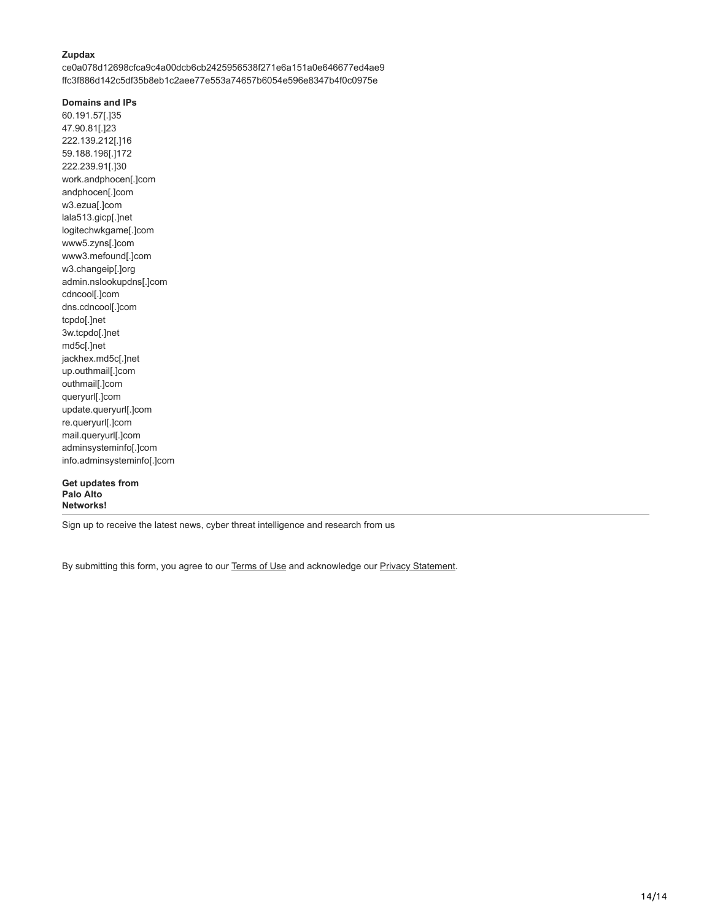**Zupdax**

ce0a078d12698cfca9c4a00dcb6cb2425956538f271e6a151a0e646677ed4ae9
ffc3f886d142c5df35b8eb1c2aee77e553a74657b6054e596e8347b4f0c0975e

**Domains and IPs**

60.191.57[.]35
47.90.81[.]23
222.139.212[.]16
59.188.196[.]172
222.239.91[.]30
work.andphocen[.]com
andphocen[.]com
w3.ezua[.]com
lala513.gicp[.]net
logitechwkgame[.]com
www5.zyns[.]com
www3.mefound[.]com
w3.changeip[.]org
admin.nslookupdns[.]com
cdncool[.]com
dns.cdncool[.]com
tcpdo[.]net
3w.tcpdo[.]net
md5c[.]net
jackhex.md5c[.]net
up.outhmail[.]com
outhmail[.]com
queryurl[.]com
update.queryurl[.]com
re.queryurl[.]com
mail.queryurl[.]com
adminsysteminfo[.]com
info.adminsysteminfo[.]com

**Get updates from Palo Alto Networks!**

Sign up to receive the latest news, cyber threat intelligence and research from us

By submitting this form, you agree to our Terms of Use and acknowledge our Privacy Statement.